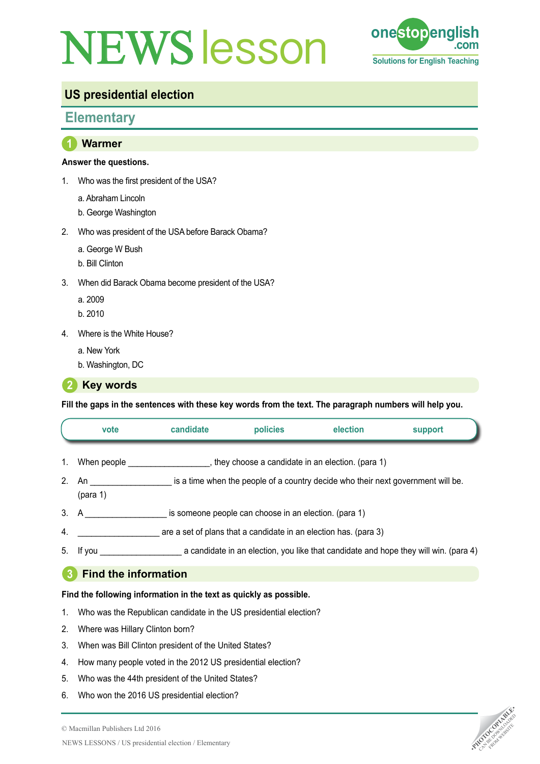# NEWS lesson

onestopenglish.com
Solutions for English Teaching

## US presidential election

### Elementary

## 1 Warmer

**Answer the questions.**

1. Who was the first president of the USA?

   a. Abraham Lincoln

   b. George Washington

2. Who was president of the USA before Barack Obama?

   a. George W Bush

   b. Bill Clinton

3. When did Barack Obama become president of the USA?

   a. 2009

   b. 2010

4. Where is the White House?

   a. New York

   b. Washington, DC

## 2 Key words

**Fill the gaps in the sentences with these key words from the text. The paragraph numbers will help you.**

| vote | candidate | policies | election | support |
|---|---|---|---|---|

1. When people _________________, they choose a candidate in an election. (para 1)
2. An _________________ is a time when the people of a country decide who their next government will be. (para 1)
3. A _________________ is someone people can choose in an election. (para 1)
4. _________________ are a set of plans that a candidate in an election has. (para 3)
5. If you _________________ a candidate in an election, you like that candidate and hope they will win. (para 4)

## 3 Find the information

**Find the following information in the text as quickly as possible.**

1. Who was the Republican candidate in the US presidential election?
2. Where was Hillary Clinton born?
3. When was Bill Clinton president of the United States?
4. How many people voted in the 2012 US presidential election?
5. Who was the 44th president of the United States?
6. Who won the 2016 US presidential election?

© Macmillan Publishers Ltd 2016

NEWS LESSONS / US presidential election / Elementary

PHOTOCOPIABLE CAN BE DOWNLOADED FROM WEBSITE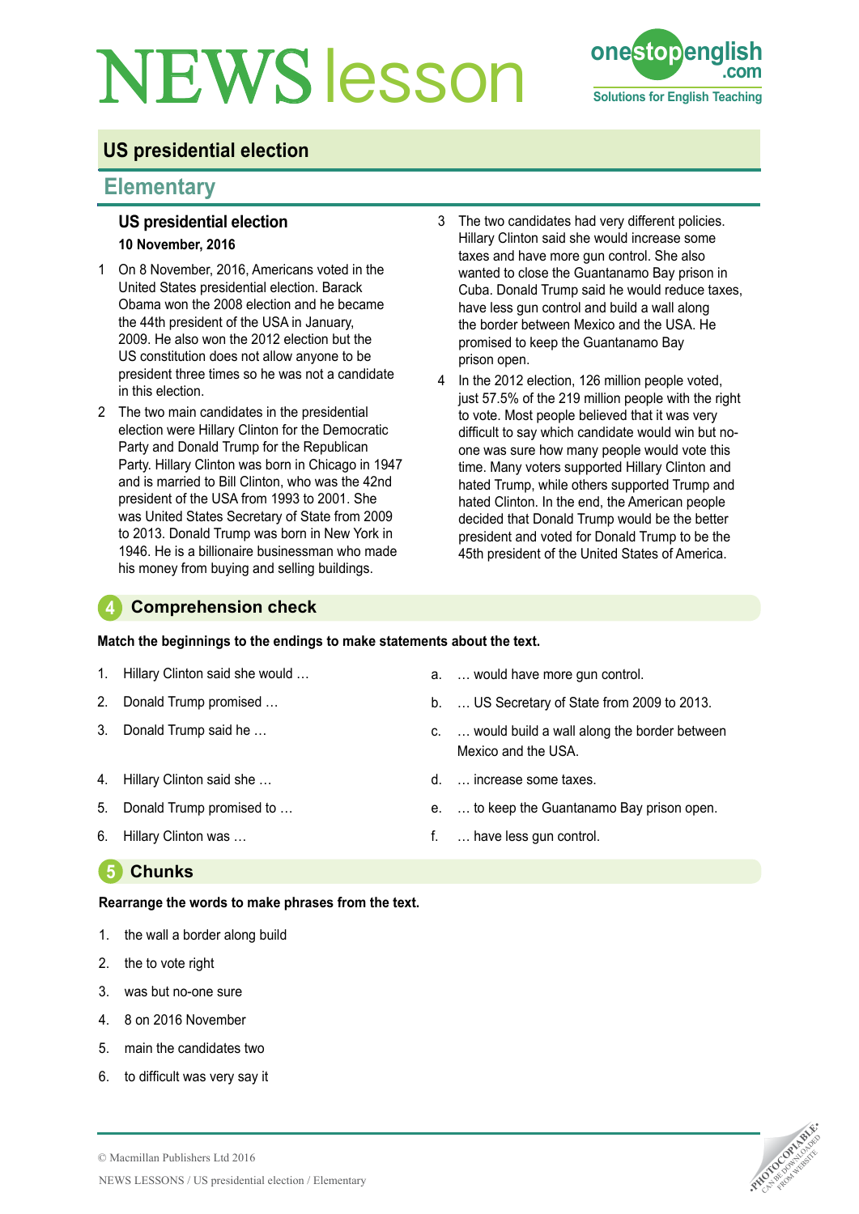# NEWS lesson

## US presidential election

## Elementary

### US presidential election

**10 November, 2016**

1. On 8 November, 2016, Americans voted in the United States presidential election. Barack Obama won the 2008 election and he became the 44th president of the USA in January, 2009. He also won the 2012 election but the US constitution does not allow anyone to be president three times so he was not a candidate in this election.
2. The two main candidates in the presidential election were Hillary Clinton for the Democratic Party and Donald Trump for the Republican Party. Hillary Clinton was born in Chicago in 1947 and is married to Bill Clinton, who was the 42nd president of the USA from 1993 to 2001. She was United States Secretary of State from 2009 to 2013. Donald Trump was born in New York in 1946. He is a billionaire businessman who made his money from buying and selling buildings.
3. The two candidates had very different policies. Hillary Clinton said she would increase some taxes and have more gun control. She also wanted to close the Guantanamo Bay prison in Cuba. Donald Trump said he would reduce taxes, have less gun control and build a wall along the border between Mexico and the USA. He promised to keep the Guantanamo Bay prison open.
4. In the 2012 election, 126 million people voted, just 57.5% of the 219 million people with the right to vote. Most people believed that it was very difficult to say which candidate would win but no-one was sure how many people would vote this time. Many voters supported Hillary Clinton and hated Trump, while others supported Trump and hated Clinton. In the end, the American people decided that Donald Trump would be the better president and voted for Donald Trump to be the 45th president of the United States of America.

## 4 Comprehension check

**Match the beginnings to the endings to make statements about the text.**

1. Hillary Clinton said she would …
2. Donald Trump promised …
3. Donald Trump said he …
4. Hillary Clinton said she …
5. Donald Trump promised to …
6. Hillary Clinton was …

a. … would have more gun control.
b. … US Secretary of State from 2009 to 2013.
c. … would build a wall along the border between Mexico and the USA.
d. … increase some taxes.
e. … to keep the Guantanamo Bay prison open.
f. … have less gun control.

## 5 Chunks

**Rearrange the words to make phrases from the text.**

1. the wall a border along build
2. the to vote right
3. was but no-one sure
4. 8 on 2016 November
5. main the candidates two
6. to difficult was very say it

© Macmillan Publishers Ltd 2016

NEWS LESSONS / US presidential election / Elementary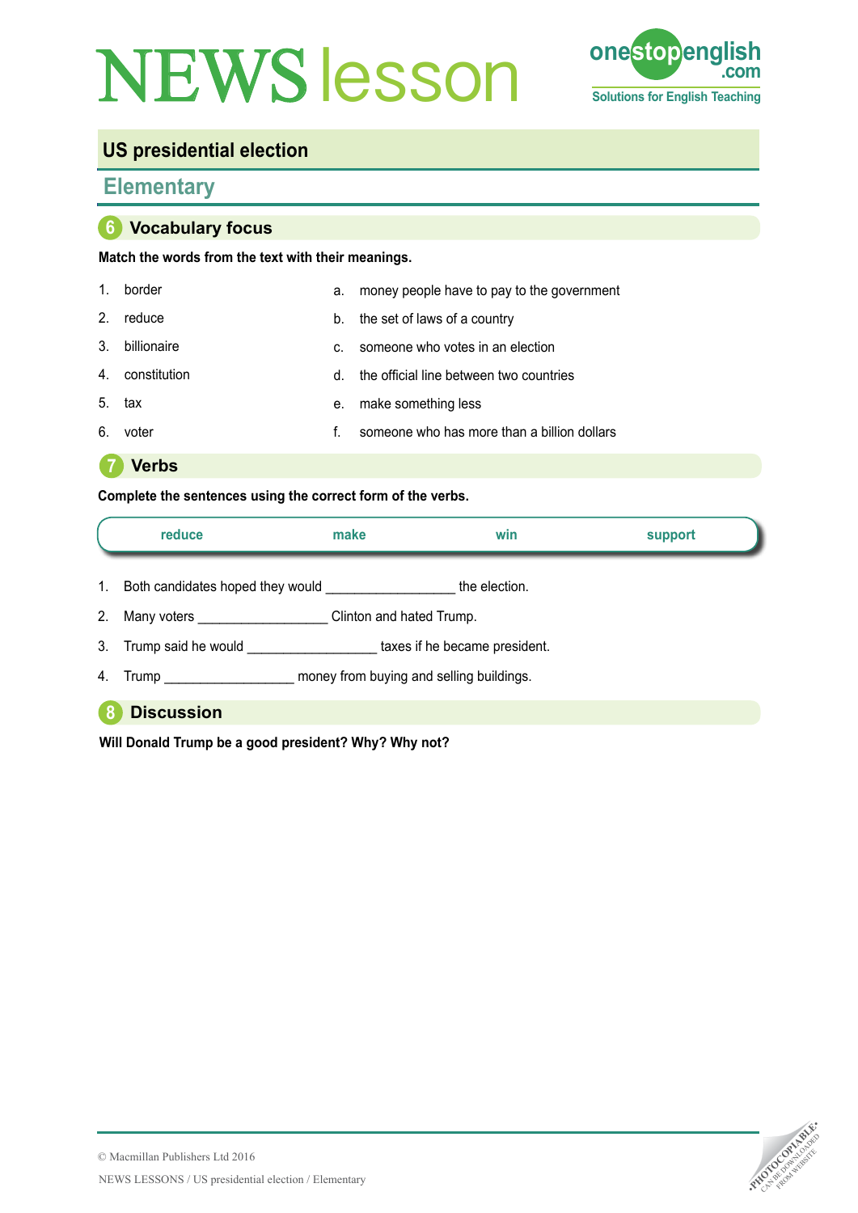# NEWS lesson

## US presidential election

### Elementary

## 6 Vocabulary focus

**Match the words from the text with their meanings.**

1. border
2. reduce
3. billionaire
4. constitution
5. tax
6. voter

a. money people have to pay to the government
b. the set of laws of a country
c. someone who votes in an election
d. the official line between two countries
e. make something less
f. someone who has more than a billion dollars

## 7 Verbs

**Complete the sentences using the correct form of the verbs.**

| reduce | make | win | support |
|---|---|---|---|

1. Both candidates hoped they would _________________ the election.
2. Many voters _________________ Clinton and hated Trump.
3. Trump said he would _________________ taxes if he became president.
4. Trump _________________ money from buying and selling buildings.

## 8 Discussion

**Will Donald Trump be a good president? Why? Why not?**

© Macmillan Publishers Ltd 2016

NEWS LESSONS / US presidential election / Elementary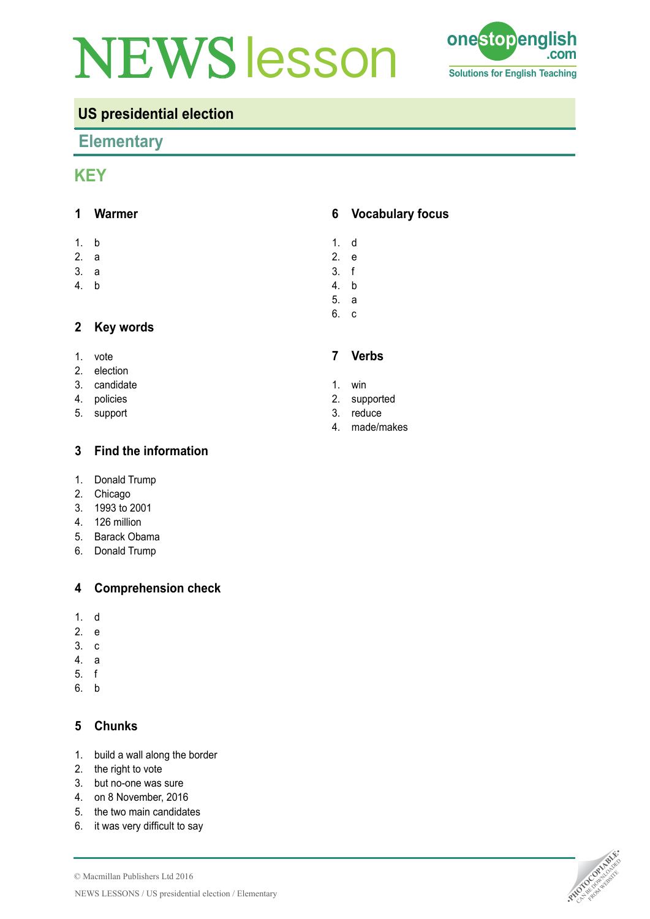# NEWS lesson

## US presidential election

## Elementary

## KEY

### 1 Warmer

1. b
2. a
3. a
4. b

### 2 Key words

1. vote
2. election
3. candidate
4. policies
5. support

### 3 Find the information

1. Donald Trump
2. Chicago
3. 1993 to 2001
4. 126 million
5. Barack Obama
6. Donald Trump

### 4 Comprehension check

1. d
2. e
3. c
4. a
5. f
6. b

### 5 Chunks

1. build a wall along the border
2. the right to vote
3. but no-one was sure
4. on 8 November, 2016
5. the two main candidates
6. it was very difficult to say

### 6 Vocabulary focus

1. d
2. e
3. f
4. b
5. a
6. c

### 7 Verbs

1. win
2. supported
3. reduce
4. made/makes